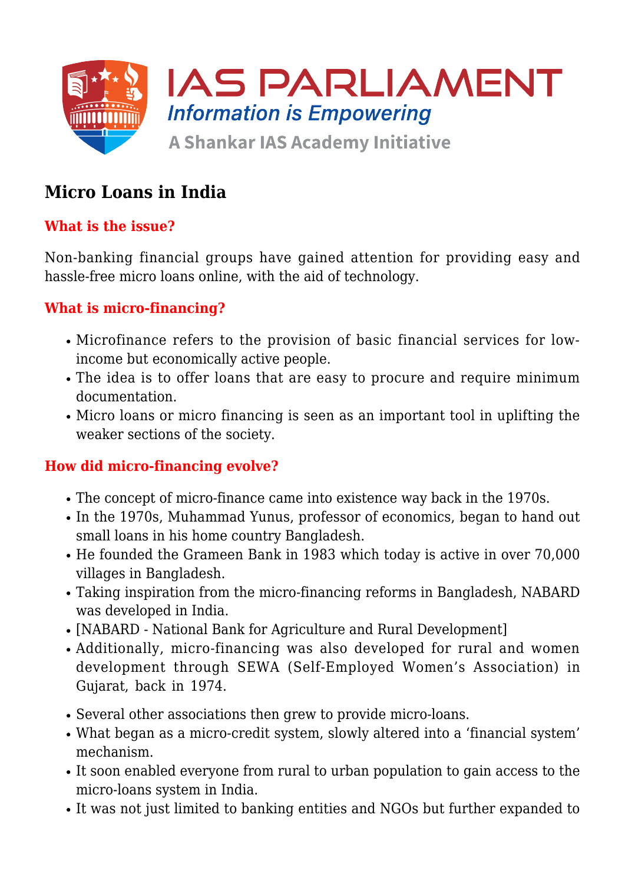# Micro Loans in India

## What is the issue?

Non-banking financial groups have gained attention for providing easy and hassle-free micro loans online, with the aid of technology.

## What is micro-financing?

- Microfinance refers to the provision of basic financial services for low-income but economically active people.
- The idea is to offer loans that are easy to procure and require minimum documentation.
- Micro loans or micro financing is seen as an important tool in uplifting the weaker sections of the society.

## How did micro-financing evolve?

- The concept of micro-finance came into existence way back in the 1970s.
- In the 1970s, Muhammad Yunus, professor of economics, began to hand out small loans in his home country Bangladesh.
- He founded the Grameen Bank in 1983 which today is active in over 70,000 villages in Bangladesh.
- Taking inspiration from the micro-financing reforms in Bangladesh, NABARD was developed in India.
- [NABARD - National Bank for Agriculture and Rural Development]
- Additionally, micro-financing was also developed for rural and women development through SEWA (Self-Employed Women's Association) in Gujarat, back in 1974.
- Several other associations then grew to provide micro-loans.
- What began as a micro-credit system, slowly altered into a 'financial system' mechanism.
- It soon enabled everyone from rural to urban population to gain access to the micro-loans system in India.
- It was not just limited to banking entities and NGOs but further expanded to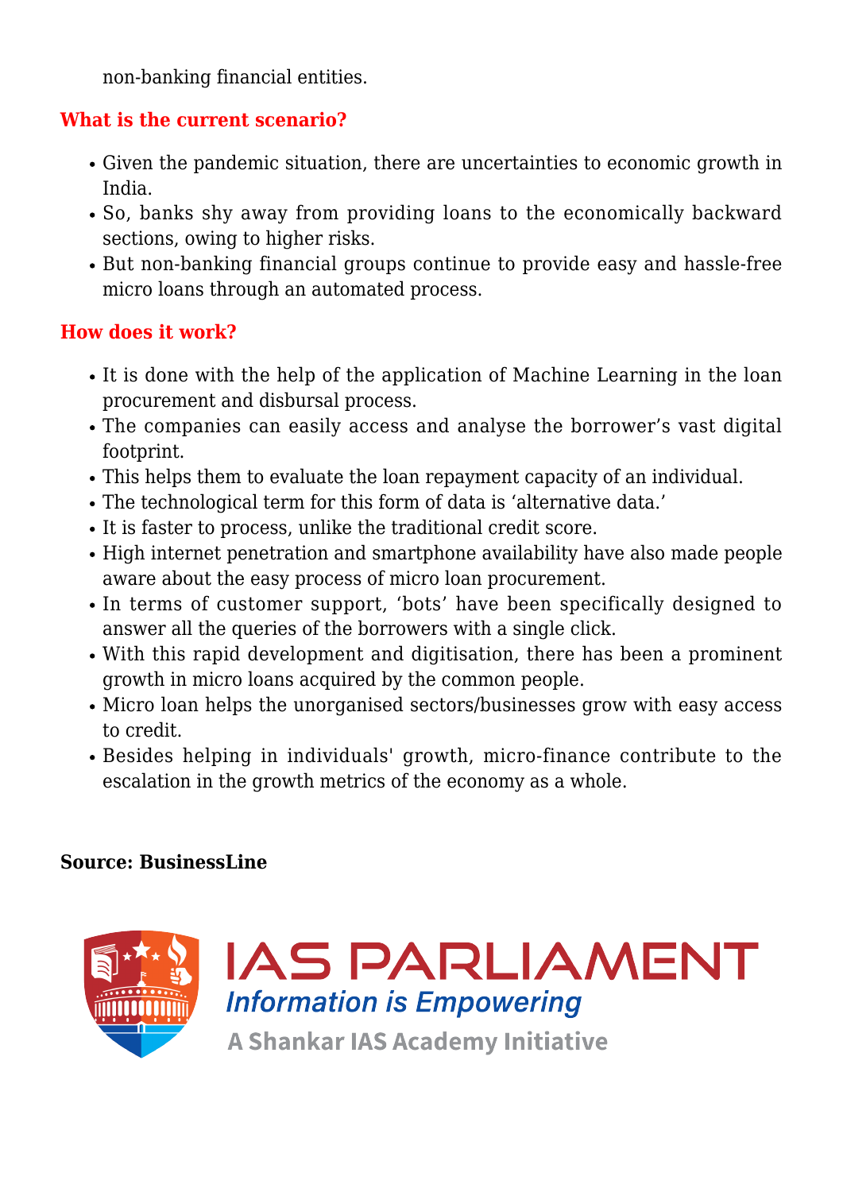non-banking financial entities.

### What is the current scenario?

- Given the pandemic situation, there are uncertainties to economic growth in India.
- So, banks shy away from providing loans to the economically backward sections, owing to higher risks.
- But non-banking financial groups continue to provide easy and hassle-free micro loans through an automated process.

### How does it work?

- It is done with the help of the application of Machine Learning in the loan procurement and disbursal process.
- The companies can easily access and analyse the borrower's vast digital footprint.
- This helps them to evaluate the loan repayment capacity of an individual.
- The technological term for this form of data is 'alternative data.'
- It is faster to process, unlike the traditional credit score.
- High internet penetration and smartphone availability have also made people aware about the easy process of micro loan procurement.
- In terms of customer support, 'bots' have been specifically designed to answer all the queries of the borrowers with a single click.
- With this rapid development and digitisation, there has been a prominent growth in micro loans acquired by the common people.
- Micro loan helps the unorganised sectors/businesses grow with easy access to credit.
- Besides helping in individuals' growth, micro-finance contribute to the escalation in the growth metrics of the economy as a whole.

**Source: BusinessLine**

IAS PARLIAMENT
*Information is Empowering*
A Shankar IAS Academy Initiative